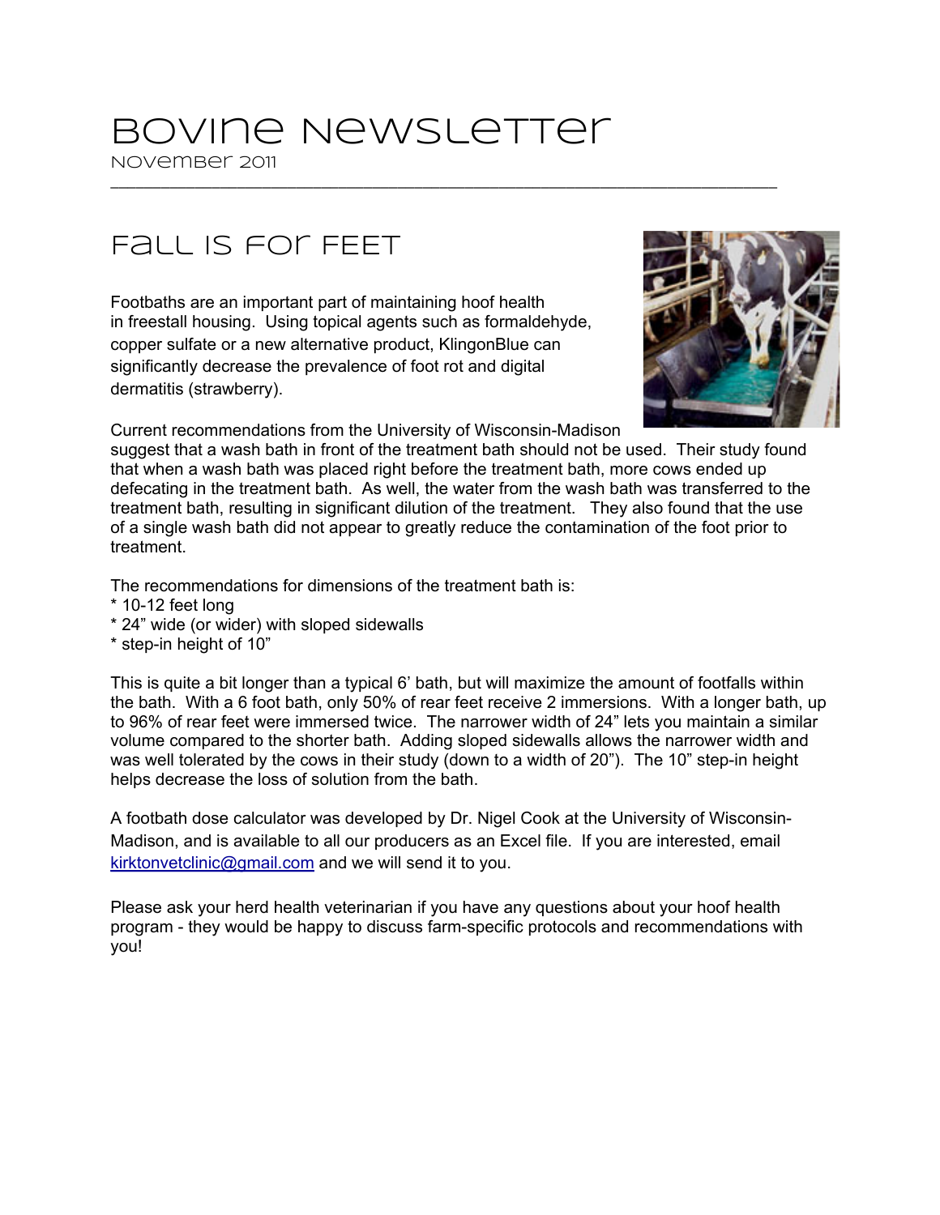# Bovine Newsletter

November 2011

## Fall is for Feet

Footbaths are an important part of maintaining hoof health in freestall housing. Using topical agents such as formaldehyde, copper sulfate or a new alternative product, KlingonBlue can significantly decrease the prevalence of foot rot and digital dermatitis (strawberry).

Current recommendations from the University of Wisconsin-Madison suggest that a wash bath in front of the treatment bath should not be used. Their study found that when a wash bath was placed right before the treatment bath, more cows ended up defecating in the treatment bath. As well, the water from the wash bath was transferred to the treatment bath, resulting in significant dilution of the treatment. They also found that the use of a single wash bath did not appear to greatly reduce the contamination of the foot prior to treatment.

The recommendations for dimensions of the treatment bath is:

* 10-12 feet long
* 24" wide (or wider) with sloped sidewalls
* step-in height of 10"

This is quite a bit longer than a typical 6' bath, but will maximize the amount of footfalls within the bath. With a 6 foot bath, only 50% of rear feet receive 2 immersions. With a longer bath, up to 96% of rear feet were immersed twice. The narrower width of 24" lets you maintain a similar volume compared to the shorter bath. Adding sloped sidewalls allows the narrower width and was well tolerated by the cows in their study (down to a width of 20"). The 10" step-in height helps decrease the loss of solution from the bath.

A footbath dose calculator was developed by Dr. Nigel Cook at the University of Wisconsin-Madison, and is available to all our producers as an Excel file. If you are interested, email kirktonvetclinic@gmail.com and we will send it to you.

Please ask your herd health veterinarian if you have any questions about your hoof health program - they would be happy to discuss farm-specific protocols and recommendations with you!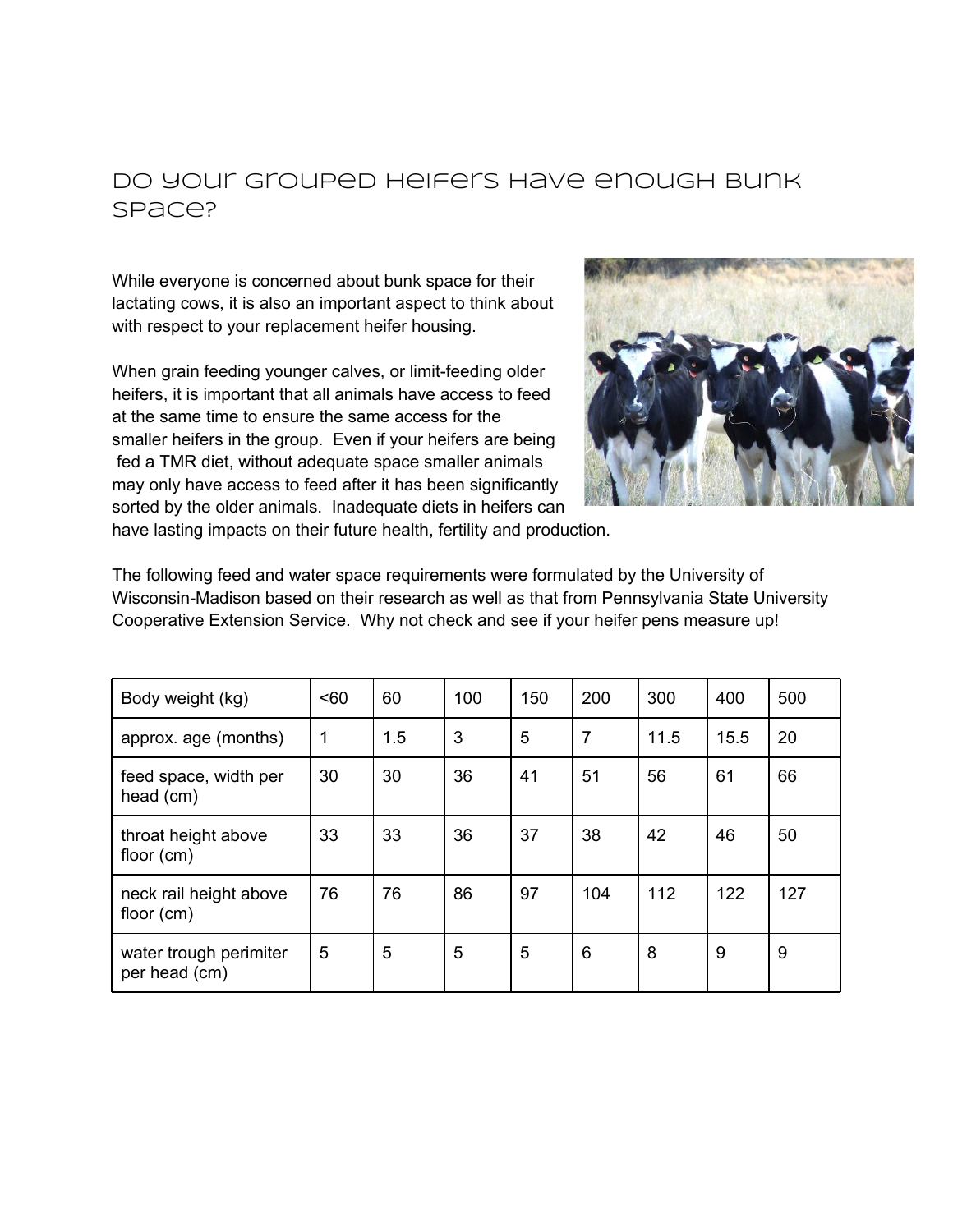# Do your grouped heifers have enough bunk space?

While everyone is concerned about bunk space for their lactating cows, it is also an important aspect to think about with respect to your replacement heifer housing.

When grain feeding younger calves, or limit-feeding older heifers, it is important that all animals have access to feed at the same time to ensure the same access for the smaller heifers in the group. Even if your heifers are being fed a TMR diet, without adequate space smaller animals may only have access to feed after it has been significantly sorted by the older animals. Inadequate diets in heifers can have lasting impacts on their future health, fertility and production.

The following feed and water space requirements were formulated by the University of Wisconsin-Madison based on their research as well as that from Pennsylvania State University Cooperative Extension Service. Why not check and see if your heifer pens measure up!

| Body weight (kg) | <60 | 60 | 100 | 150 | 200 | 300 | 400 | 500 |
|---|---|---|---|---|---|---|---|---|
| approx. age (months) | 1 | 1.5 | 3 | 5 | 7 | 11.5 | 15.5 | 20 |
| feed space, width per head (cm) | 30 | 30 | 36 | 41 | 51 | 56 | 61 | 66 |
| throat height above floor (cm) | 33 | 33 | 36 | 37 | 38 | 42 | 46 | 50 |
| neck rail height above floor (cm) | 76 | 76 | 86 | 97 | 104 | 112 | 122 | 127 |
| water trough perimiter per head (cm) | 5 | 5 | 5 | 5 | 6 | 8 | 9 | 9 |